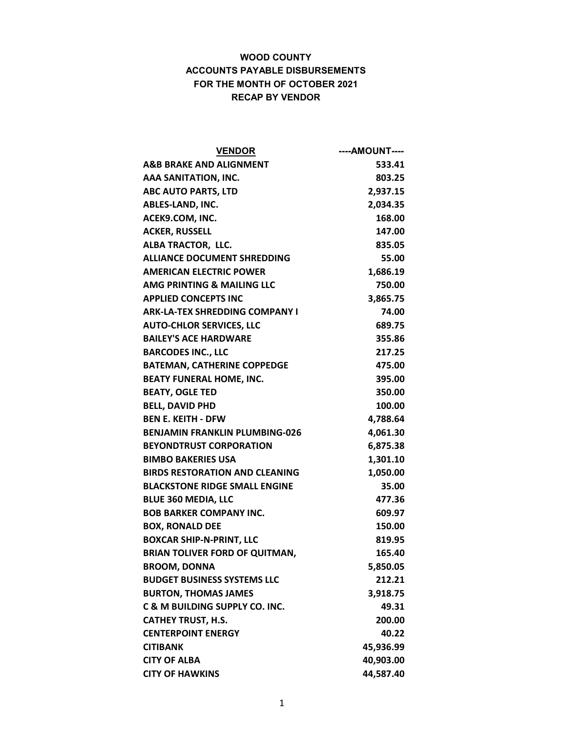**WOOD COUNTY**
**ACCOUNTS PAYABLE DISBURSEMENTS**
**FOR THE MONTH OF OCTOBER 2021**
**RECAP BY VENDOR**

| VENDOR | ----AMOUNT---- |
|---|---:|
| A&B BRAKE AND ALIGNMENT | 533.41 |
| AAA SANITATION, INC. | 803.25 |
| ABC AUTO PARTS, LTD | 2,937.15 |
| ABLES-LAND, INC. | 2,034.35 |
| ACEK9.COM, INC. | 168.00 |
| ACKER, RUSSELL | 147.00 |
| ALBA TRACTOR, LLC. | 835.05 |
| ALLIANCE DOCUMENT SHREDDING | 55.00 |
| AMERICAN ELECTRIC POWER | 1,686.19 |
| AMG PRINTING & MAILING LLC | 750.00 |
| APPLIED CONCEPTS INC | 3,865.75 |
| ARK-LA-TEX SHREDDING COMPANY I | 74.00 |
| AUTO-CHLOR SERVICES, LLC | 689.75 |
| BAILEY'S ACE HARDWARE | 355.86 |
| BARCODES INC., LLC | 217.25 |
| BATEMAN, CATHERINE COPPEDGE | 475.00 |
| BEATY FUNERAL HOME, INC. | 395.00 |
| BEATY, OGLE TED | 350.00 |
| BELL, DAVID PHD | 100.00 |
| BEN E. KEITH - DFW | 4,788.64 |
| BENJAMIN FRANKLIN PLUMBING-026 | 4,061.30 |
| BEYONDTRUST CORPORATION | 6,875.38 |
| BIMBO BAKERIES USA | 1,301.10 |
| BIRDS RESTORATION AND CLEANING | 1,050.00 |
| BLACKSTONE RIDGE SMALL ENGINE | 35.00 |
| BLUE 360 MEDIA, LLC | 477.36 |
| BOB BARKER COMPANY INC. | 609.97 |
| BOX, RONALD DEE | 150.00 |
| BOXCAR SHIP-N-PRINT, LLC | 819.95 |
| BRIAN TOLIVER FORD OF QUITMAN, | 165.40 |
| BROOM, DONNA | 5,850.05 |
| BUDGET BUSINESS SYSTEMS LLC | 212.21 |
| BURTON, THOMAS JAMES | 3,918.75 |
| C & M BUILDING SUPPLY CO. INC. | 49.31 |
| CATHEY TRUST, H.S. | 200.00 |
| CENTERPOINT ENERGY | 40.22 |
| CITIBANK | 45,936.99 |
| CITY OF ALBA | 40,903.00 |
| CITY OF HAWKINS | 44,587.40 |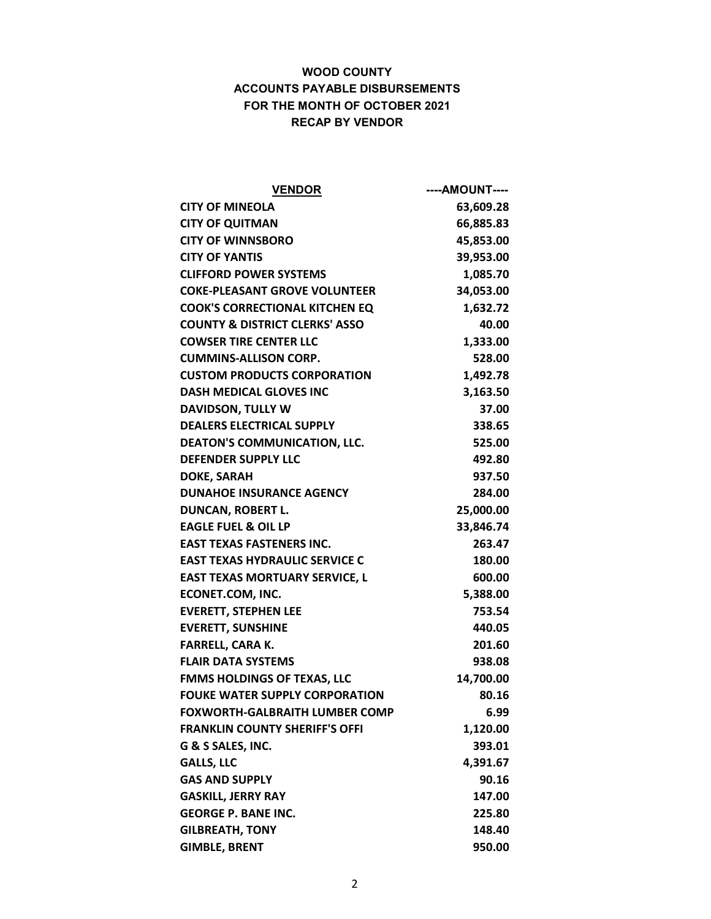# WOOD COUNTY
## ACCOUNTS PAYABLE DISBURSEMENTS
## FOR THE MONTH OF OCTOBER 2021
## RECAP BY VENDOR

| VENDOR | ----AMOUNT---- |
|---|---:|
| CITY OF MINEOLA | 63,609.28 |
| CITY OF QUITMAN | 66,885.83 |
| CITY OF WINNSBORO | 45,853.00 |
| CITY OF YANTIS | 39,953.00 |
| CLIFFORD POWER SYSTEMS | 1,085.70 |
| COKE-PLEASANT GROVE VOLUNTEER | 34,053.00 |
| COOK'S CORRECTIONAL KITCHEN EQ | 1,632.72 |
| COUNTY & DISTRICT CLERKS' ASSO | 40.00 |
| COWSER TIRE CENTER LLC | 1,333.00 |
| CUMMINS-ALLISON CORP. | 528.00 |
| CUSTOM PRODUCTS CORPORATION | 1,492.78 |
| DASH MEDICAL GLOVES INC | 3,163.50 |
| DAVIDSON, TULLY W | 37.00 |
| DEALERS ELECTRICAL SUPPLY | 338.65 |
| DEATON'S COMMUNICATION, LLC. | 525.00 |
| DEFENDER SUPPLY LLC | 492.80 |
| DOKE, SARAH | 937.50 |
| DUNAHOE INSURANCE AGENCY | 284.00 |
| DUNCAN, ROBERT L. | 25,000.00 |
| EAGLE FUEL & OIL LP | 33,846.74 |
| EAST TEXAS FASTENERS INC. | 263.47 |
| EAST TEXAS HYDRAULIC SERVICE C | 180.00 |
| EAST TEXAS MORTUARY SERVICE, L | 600.00 |
| ECONET.COM, INC. | 5,388.00 |
| EVERETT, STEPHEN LEE | 753.54 |
| EVERETT, SUNSHINE | 440.05 |
| FARRELL, CARA K. | 201.60 |
| FLAIR DATA SYSTEMS | 938.08 |
| FMMS HOLDINGS OF TEXAS, LLC | 14,700.00 |
| FOUKE WATER SUPPLY CORPORATION | 80.16 |
| FOXWORTH-GALBRAITH LUMBER COMP | 6.99 |
| FRANKLIN COUNTY SHERIFF'S OFFI | 1,120.00 |
| G & S SALES, INC. | 393.01 |
| GALLS, LLC | 4,391.67 |
| GAS AND SUPPLY | 90.16 |
| GASKILL, JERRY RAY | 147.00 |
| GEORGE P. BANE INC. | 225.80 |
| GILBREATH, TONY | 148.40 |
| GIMBLE, BRENT | 950.00 |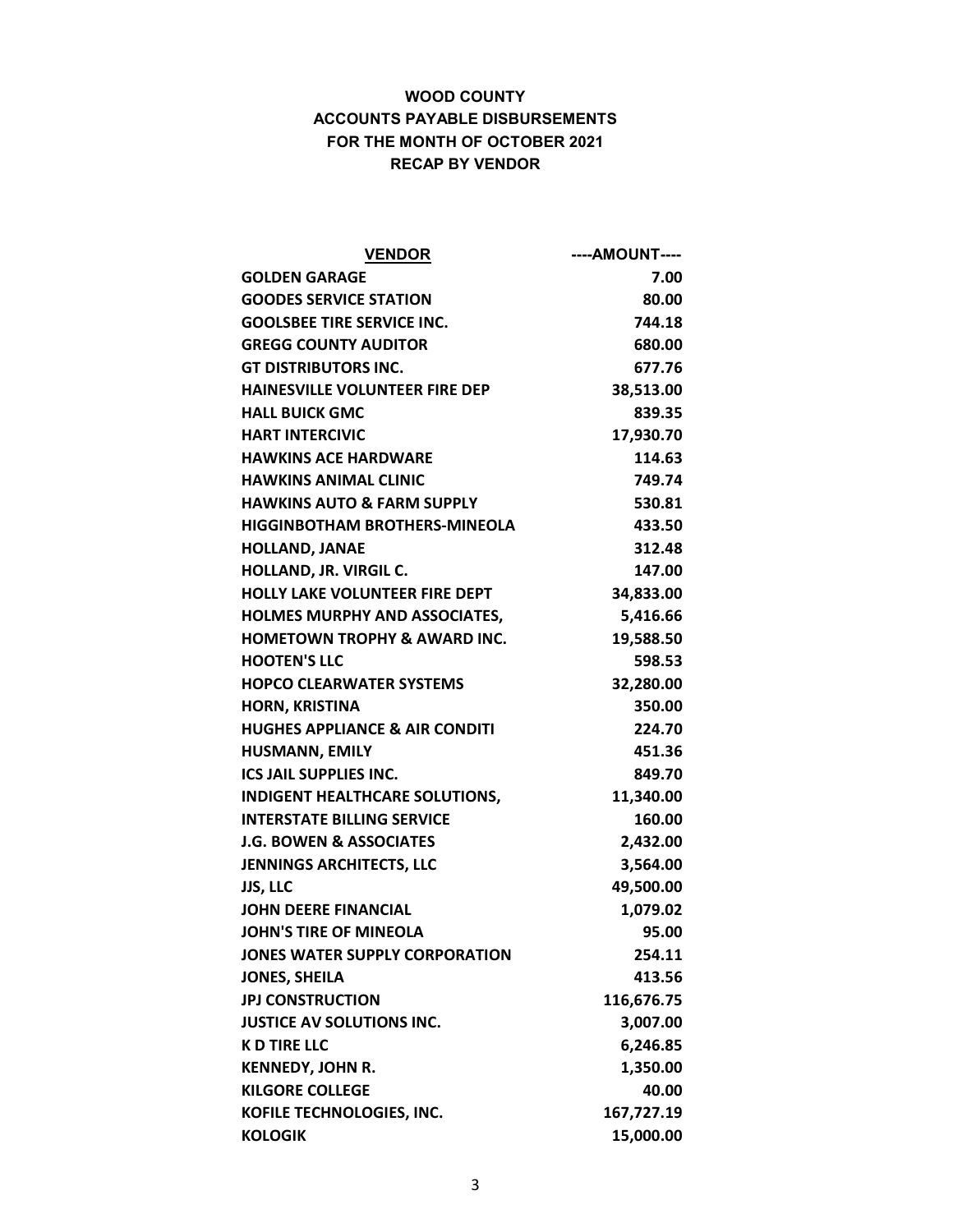# WOOD COUNTY
## ACCOUNTS PAYABLE DISBURSEMENTS
## FOR THE MONTH OF OCTOBER 2021
## RECAP BY VENDOR

| VENDOR | ----AMOUNT---- |
|---|---:|
| GOLDEN GARAGE | 7.00 |
| GOODES SERVICE STATION | 80.00 |
| GOOLSBEE TIRE SERVICE INC. | 744.18 |
| GREGG COUNTY AUDITOR | 680.00 |
| GT DISTRIBUTORS INC. | 677.76 |
| HAINESVILLE VOLUNTEER FIRE DEP | 38,513.00 |
| HALL BUICK GMC | 839.35 |
| HART INTERCIVIC | 17,930.70 |
| HAWKINS ACE HARDWARE | 114.63 |
| HAWKINS ANIMAL CLINIC | 749.74 |
| HAWKINS AUTO & FARM SUPPLY | 530.81 |
| HIGGINBOTHAM BROTHERS-MINEOLA | 433.50 |
| HOLLAND, JANAE | 312.48 |
| HOLLAND, JR. VIRGIL C. | 147.00 |
| HOLLY LAKE VOLUNTEER FIRE DEPT | 34,833.00 |
| HOLMES MURPHY AND ASSOCIATES, | 5,416.66 |
| HOMETOWN TROPHY & AWARD INC. | 19,588.50 |
| HOOTEN'S LLC | 598.53 |
| HOPCO CLEARWATER SYSTEMS | 32,280.00 |
| HORN, KRISTINA | 350.00 |
| HUGHES APPLIANCE & AIR CONDITI | 224.70 |
| HUSMANN, EMILY | 451.36 |
| ICS JAIL SUPPLIES INC. | 849.70 |
| INDIGENT HEALTHCARE SOLUTIONS, | 11,340.00 |
| INTERSTATE BILLING SERVICE | 160.00 |
| J.G. BOWEN & ASSOCIATES | 2,432.00 |
| JENNINGS ARCHITECTS, LLC | 3,564.00 |
| JJS, LLC | 49,500.00 |
| JOHN DEERE FINANCIAL | 1,079.02 |
| JOHN'S TIRE OF MINEOLA | 95.00 |
| JONES WATER SUPPLY CORPORATION | 254.11 |
| JONES, SHEILA | 413.56 |
| JPJ CONSTRUCTION | 116,676.75 |
| JUSTICE AV SOLUTIONS INC. | 3,007.00 |
| K D TIRE LLC | 6,246.85 |
| KENNEDY, JOHN R. | 1,350.00 |
| KILGORE COLLEGE | 40.00 |
| KOFILE TECHNOLOGIES, INC. | 167,727.19 |
| KOLOGIK | 15,000.00 |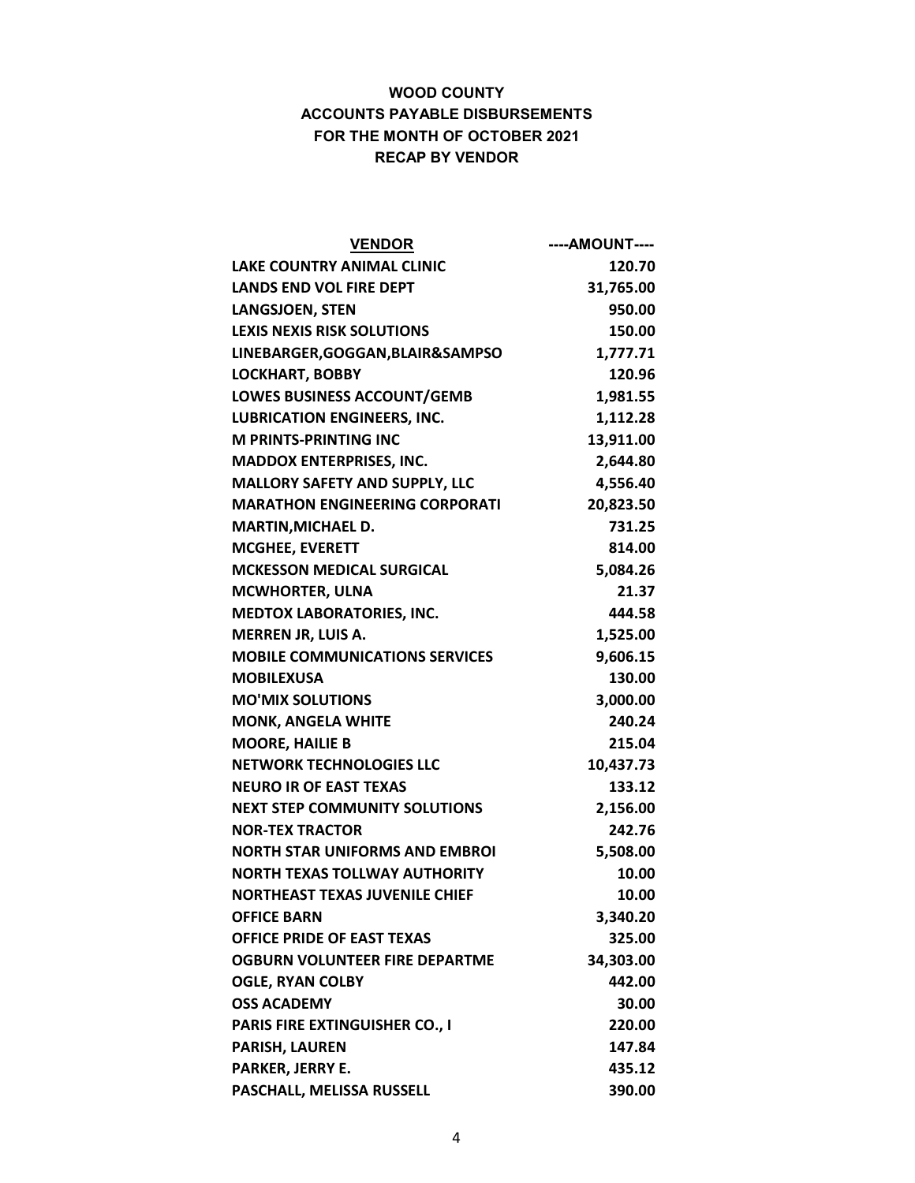**WOOD COUNTY**
**ACCOUNTS PAYABLE DISBURSEMENTS**
**FOR THE MONTH OF OCTOBER 2021**
**RECAP BY VENDOR**

| VENDOR | ----AMOUNT---- |
|---|---:|
| LAKE COUNTRY ANIMAL CLINIC | 120.70 |
| LANDS END VOL FIRE DEPT | 31,765.00 |
| LANGSJOEN, STEN | 950.00 |
| LEXIS NEXIS RISK SOLUTIONS | 150.00 |
| LINEBARGER,GOGGAN,BLAIR&SAMPSO | 1,777.71 |
| LOCKHART, BOBBY | 120.96 |
| LOWES BUSINESS ACCOUNT/GEMB | 1,981.55 |
| LUBRICATION ENGINEERS, INC. | 1,112.28 |
| M PRINTS-PRINTING INC | 13,911.00 |
| MADDOX ENTERPRISES, INC. | 2,644.80 |
| MALLORY SAFETY AND SUPPLY, LLC | 4,556.40 |
| MARATHON ENGINEERING CORPORATI | 20,823.50 |
| MARTIN,MICHAEL D. | 731.25 |
| MCGHEE, EVERETT | 814.00 |
| MCKESSON MEDICAL SURGICAL | 5,084.26 |
| MCWHORTER, ULNA | 21.37 |
| MEDTOX LABORATORIES, INC. | 444.58 |
| MERREN JR, LUIS A. | 1,525.00 |
| MOBILE COMMUNICATIONS SERVICES | 9,606.15 |
| MOBILEXUSA | 130.00 |
| MO'MIX SOLUTIONS | 3,000.00 |
| MONK, ANGELA WHITE | 240.24 |
| MOORE, HAILIE B | 215.04 |
| NETWORK TECHNOLOGIES LLC | 10,437.73 |
| NEURO IR OF EAST TEXAS | 133.12 |
| NEXT STEP COMMUNITY SOLUTIONS | 2,156.00 |
| NOR-TEX TRACTOR | 242.76 |
| NORTH STAR UNIFORMS AND EMBROI | 5,508.00 |
| NORTH TEXAS TOLLWAY AUTHORITY | 10.00 |
| NORTHEAST TEXAS JUVENILE CHIEF | 10.00 |
| OFFICE BARN | 3,340.20 |
| OFFICE PRIDE OF EAST TEXAS | 325.00 |
| OGBURN VOLUNTEER FIRE DEPARTME | 34,303.00 |
| OGLE, RYAN COLBY | 442.00 |
| OSS ACADEMY | 30.00 |
| PARIS FIRE EXTINGUISHER CO., I | 220.00 |
| PARISH, LAUREN | 147.84 |
| PARKER, JERRY E. | 435.12 |
| PASCHALL, MELISSA RUSSELL | 390.00 |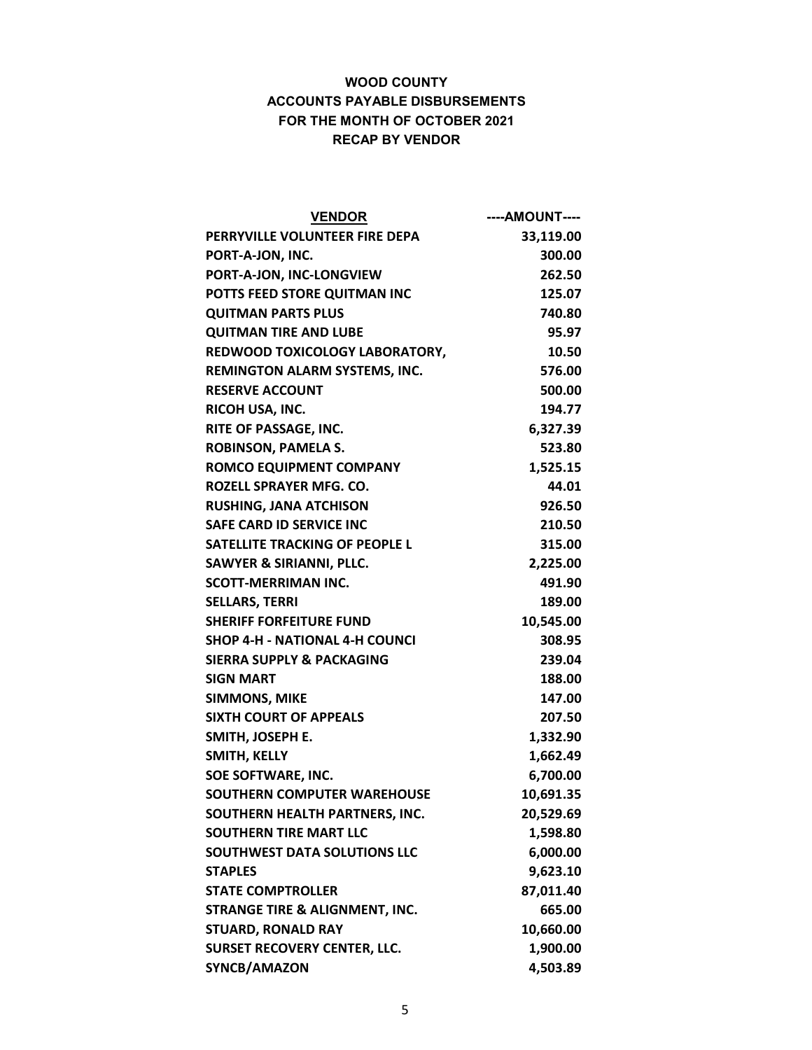**WOOD COUNTY**
**ACCOUNTS PAYABLE DISBURSEMENTS**
**FOR THE MONTH OF OCTOBER 2021**
**RECAP BY VENDOR**

| VENDOR | ----AMOUNT---- |
|---|---:|
| PERRYVILLE VOLUNTEER FIRE DEPA | 33,119.00 |
| PORT-A-JON, INC. | 300.00 |
| PORT-A-JON, INC-LONGVIEW | 262.50 |
| POTTS FEED STORE QUITMAN INC | 125.07 |
| QUITMAN PARTS PLUS | 740.80 |
| QUITMAN TIRE AND LUBE | 95.97 |
| REDWOOD TOXICOLOGY LABORATORY, | 10.50 |
| REMINGTON ALARM SYSTEMS, INC. | 576.00 |
| RESERVE ACCOUNT | 500.00 |
| RICOH USA, INC. | 194.77 |
| RITE OF PASSAGE, INC. | 6,327.39 |
| ROBINSON, PAMELA S. | 523.80 |
| ROMCO EQUIPMENT COMPANY | 1,525.15 |
| ROZELL SPRAYER MFG. CO. | 44.01 |
| RUSHING, JANA ATCHISON | 926.50 |
| SAFE CARD ID SERVICE INC | 210.50 |
| SATELLITE TRACKING OF PEOPLE L | 315.00 |
| SAWYER & SIRIANNI, PLLC. | 2,225.00 |
| SCOTT-MERRIMAN INC. | 491.90 |
| SELLARS, TERRI | 189.00 |
| SHERIFF FORFEITURE FUND | 10,545.00 |
| SHOP 4-H - NATIONAL 4-H COUNCI | 308.95 |
| SIERRA SUPPLY & PACKAGING | 239.04 |
| SIGN MART | 188.00 |
| SIMMONS, MIKE | 147.00 |
| SIXTH COURT OF APPEALS | 207.50 |
| SMITH, JOSEPH E. | 1,332.90 |
| SMITH, KELLY | 1,662.49 |
| SOE SOFTWARE, INC. | 6,700.00 |
| SOUTHERN COMPUTER WAREHOUSE | 10,691.35 |
| SOUTHERN HEALTH PARTNERS, INC. | 20,529.69 |
| SOUTHERN TIRE MART LLC | 1,598.80 |
| SOUTHWEST DATA SOLUTIONS LLC | 6,000.00 |
| STAPLES | 9,623.10 |
| STATE COMPTROLLER | 87,011.40 |
| STRANGE TIRE & ALIGNMENT, INC. | 665.00 |
| STUARD, RONALD RAY | 10,660.00 |
| SURSET RECOVERY CENTER, LLC. | 1,900.00 |
| SYNCB/AMAZON | 4,503.89 |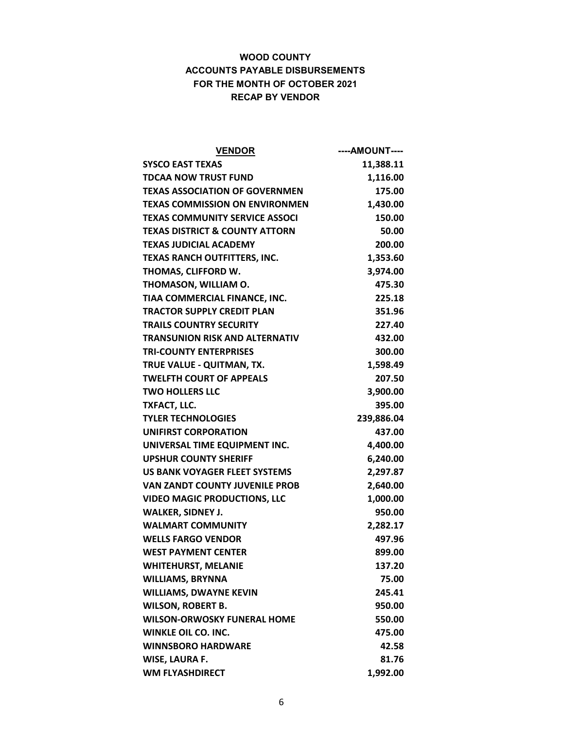**WOOD COUNTY**
**ACCOUNTS PAYABLE DISBURSEMENTS**
**FOR THE MONTH OF OCTOBER 2021**
**RECAP BY VENDOR**

| VENDOR | ----AMOUNT---- |
|---|---:|
| SYSCO EAST TEXAS | 11,388.11 |
| TDCAA NOW TRUST FUND | 1,116.00 |
| TEXAS ASSOCIATION OF GOVERNMEN | 175.00 |
| TEXAS COMMISSION ON ENVIRONMEN | 1,430.00 |
| TEXAS COMMUNITY SERVICE ASSOCI | 150.00 |
| TEXAS DISTRICT & COUNTY ATTORN | 50.00 |
| TEXAS JUDICIAL ACADEMY | 200.00 |
| TEXAS RANCH OUTFITTERS, INC. | 1,353.60 |
| THOMAS, CLIFFORD W. | 3,974.00 |
| THOMASON, WILLIAM O. | 475.30 |
| TIAA COMMERCIAL FINANCE, INC. | 225.18 |
| TRACTOR SUPPLY CREDIT PLAN | 351.96 |
| TRAILS COUNTRY SECURITY | 227.40 |
| TRANSUNION RISK AND ALTERNATIV | 432.00 |
| TRI-COUNTY ENTERPRISES | 300.00 |
| TRUE VALUE - QUITMAN, TX. | 1,598.49 |
| TWELFTH COURT OF APPEALS | 207.50 |
| TWO HOLLERS LLC | 3,900.00 |
| TXFACT, LLC. | 395.00 |
| TYLER TECHNOLOGIES | 239,886.04 |
| UNIFIRST CORPORATION | 437.00 |
| UNIVERSAL TIME EQUIPMENT INC. | 4,400.00 |
| UPSHUR COUNTY SHERIFF | 6,240.00 |
| US BANK VOYAGER FLEET SYSTEMS | 2,297.87 |
| VAN ZANDT COUNTY JUVENILE PROB | 2,640.00 |
| VIDEO MAGIC PRODUCTIONS, LLC | 1,000.00 |
| WALKER, SIDNEY J. | 950.00 |
| WALMART COMMUNITY | 2,282.17 |
| WELLS FARGO VENDOR | 497.96 |
| WEST PAYMENT CENTER | 899.00 |
| WHITEHURST, MELANIE | 137.20 |
| WILLIAMS, BRYNNA | 75.00 |
| WILLIAMS, DWAYNE KEVIN | 245.41 |
| WILSON, ROBERT B. | 950.00 |
| WILSON-ORWOSKY FUNERAL HOME | 550.00 |
| WINKLE OIL CO. INC. | 475.00 |
| WINNSBORO HARDWARE | 42.58 |
| WISE, LAURA F. | 81.76 |
| WM FLYASHDIRECT | 1,992.00 |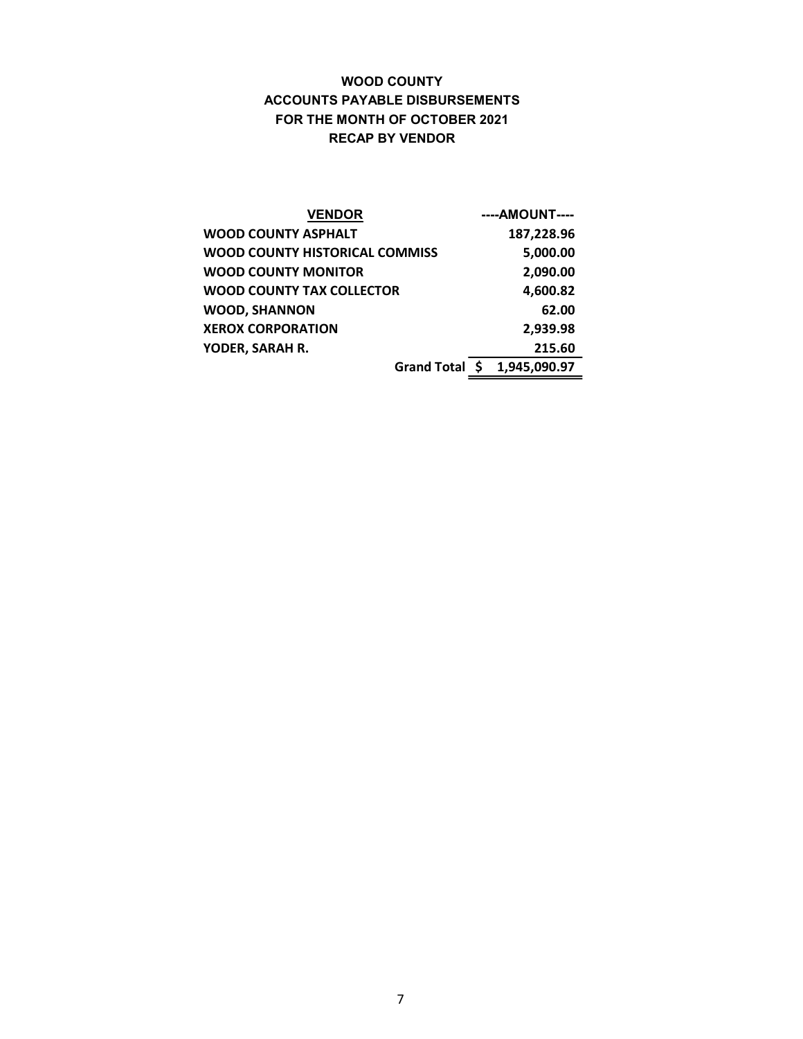**WOOD COUNTY**
**ACCOUNTS PAYABLE DISBURSEMENTS**
**FOR THE MONTH OF OCTOBER 2021**
**RECAP BY VENDOR**

| VENDOR | ----AMOUNT---- |
|---|---|
| WOOD COUNTY ASPHALT | 187,228.96 |
| WOOD COUNTY HISTORICAL COMMISS | 5,000.00 |
| WOOD COUNTY MONITOR | 2,090.00 |
| WOOD COUNTY TAX COLLECTOR | 4,600.82 |
| WOOD, SHANNON | 62.00 |
| XEROX CORPORATION | 2,939.98 |
| YODER, SARAH R. | 215.60 |
| Grand Total | $ 1,945,090.97 |